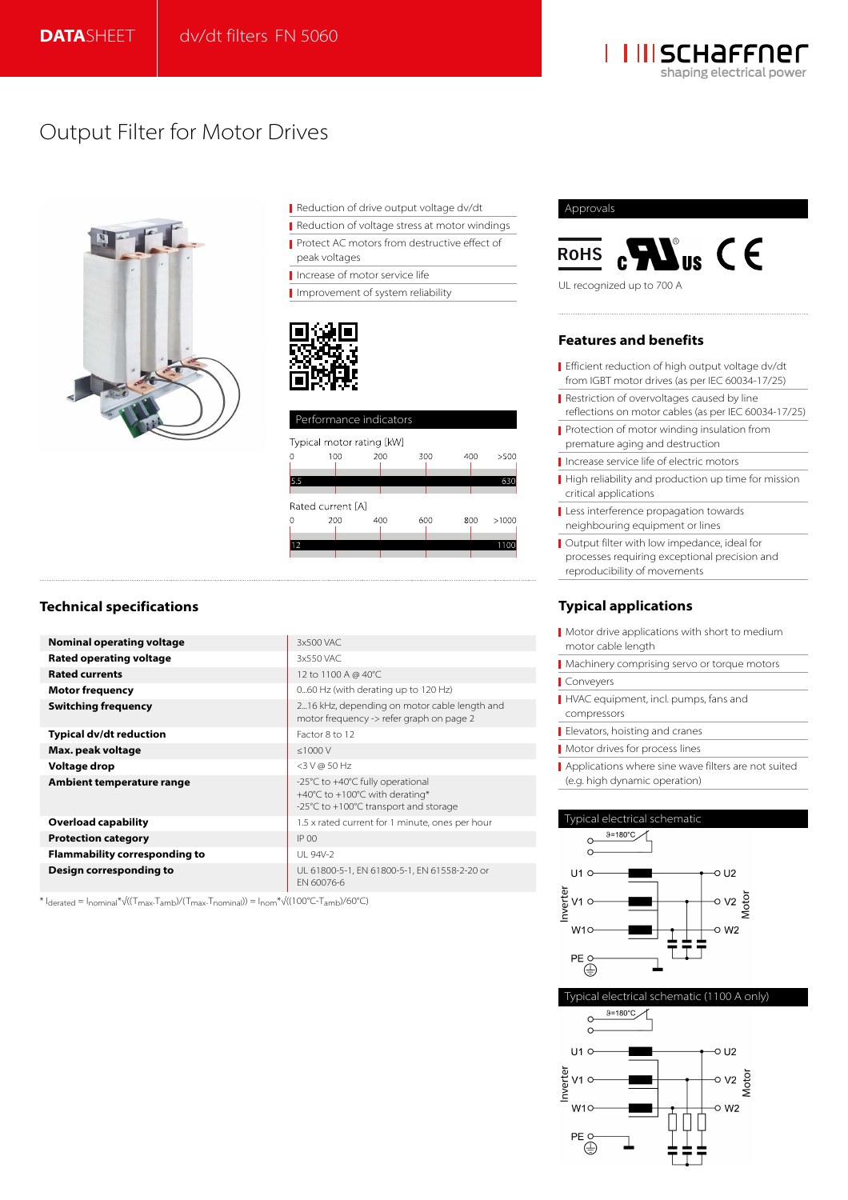# DATASHEET dv/dt filters FN 5060

schaffner — shaping electrical power

## Output Filter for Motor Drives

- Reduction of drive output voltage dv/dt
- Reduction of voltage stress at motor windings
- Protect AC motors from destructive effect of peak voltages
- Increase of motor service life
- Improvement of system reliability

### Performance indicators

Typical motor rating [kW]: 0 – 100 – 200 – 300 – 400 – >500; range 5.5 to 630

Rated current [A]: 0 – 200 – 400 – 600 – 800 – >1000; range 12 to 1100

### Approvals

RoHS, cULus, CE

UL recognized up to 700 A

### Features and benefits

- Efficient reduction of high output voltage dv/dt from IGBT motor drives (as per IEC 60034-17/25)
- Restriction of overvoltages caused by line reflections on motor cables (as per IEC 60034-17/25)
- Protection of motor winding insulation from premature aging and destruction
- Increase service life of electric motors
- High reliability and production up time for mission critical applications
- Less interference propagation towards neighbouring equipment or lines
- Output filter with low impedance, ideal for processes requiring exceptional precision and reproducibility of movements

## Technical specifications

| | |
|---|---|
| **Nominal operating voltage** | 3x500 VAC |
| **Rated operating voltage** | 3x550 VAC |
| **Rated currents** | 12 to 1100 A @ 40°C |
| **Motor frequency** | 0...60 Hz (with derating up to 120 Hz) |
| **Switching frequency** | 2...16 kHz, depending on motor cable length and motor frequency -> refer graph on page 2 |
| **Typical dv/dt reduction** | Factor 8 to 12 |
| **Max. peak voltage** | ≤1000 V |
| **Voltage drop** | <3 V @ 50 Hz |
| **Ambient temperature range** | -25°C to +40°C fully operational<br>+40°C to +100°C with derating*<br>-25°C to +100°C transport and storage |
| **Overload capability** | 1.5 x rated current for 1 minute, ones per hour |
| **Protection category** | IP 00 |
| **Flammability corresponding to** | UL 94V-2 |
| **Design corresponding to** | UL 61800-5-1, EN 61800-5-1, EN 61558-2-20 or EN 60076-6 |

\* $I_{derated} = I_{nominal} \cdot \sqrt{(T_{max}-T_{amb})/(T_{max}-T_{nominal})} = I_{nom} \cdot \sqrt{(100°C-T_{amb})/60°C}$

## Typical applications

- Motor drive applications with short to medium motor cable length
- Machinery comprising servo or torque motors
- Conveyers
- HVAC equipment, incl. pumps, fans and compressors
- Elevators, hoisting and cranes
- Motor drives for process lines
- Applications where sine wave filters are not suited (e.g. high dynamic operation)

### Typical electrical schematic

ϑ=180°C; Inverter: U1, V1, W1, PE; Motor: U2, V2, W2

### Typical electrical schematic (1100 A only)

ϑ=180°C; Inverter: U1, V1, W1, PE; Motor: U2, V2, W2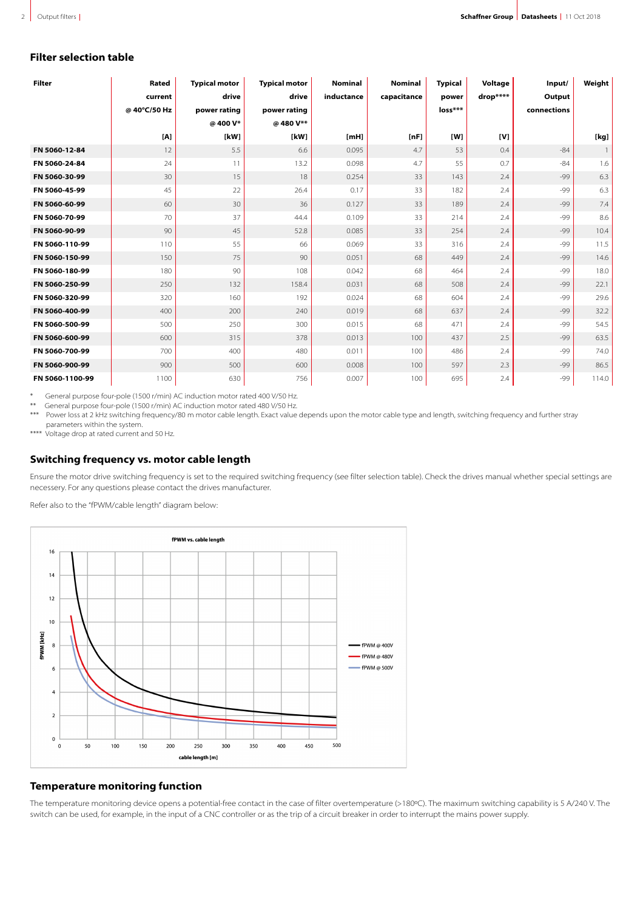## Filter selection table

| Filter | Rated current @ 40°C/50 Hz [A] | Typical motor drive power rating @ 400 V* [kW] | Typical motor drive power rating @ 480 V** [kW] | Nominal inductance [mH] | Nominal capacitance [nF] | Typical power loss*** [W] | Voltage drop**** [V] | Input/ Output connections | Weight [kg] |
|---|---|---|---|---|---|---|---|---|---|
| FN 5060-12-84 | 12 | 5.5 | 6.6 | 0.095 | 4.7 | 53 | 0.4 | -84 | 1 |
| FN 5060-24-84 | 24 | 11 | 13.2 | 0.098 | 4.7 | 55 | 0.7 | -84 | 1.6 |
| FN 5060-30-99 | 30 | 15 | 18 | 0.254 | 33 | 143 | 2.4 | -99 | 6.3 |
| FN 5060-45-99 | 45 | 22 | 26.4 | 0.17 | 33 | 182 | 2.4 | -99 | 6.3 |
| FN 5060-60-99 | 60 | 30 | 36 | 0.127 | 33 | 189 | 2.4 | -99 | 7.4 |
| FN 5060-70-99 | 70 | 37 | 44.4 | 0.109 | 33 | 214 | 2.4 | -99 | 8.6 |
| FN 5060-90-99 | 90 | 45 | 52.8 | 0.085 | 33 | 254 | 2.4 | -99 | 10.4 |
| FN 5060-110-99 | 110 | 55 | 66 | 0.069 | 33 | 316 | 2.4 | -99 | 11.5 |
| FN 5060-150-99 | 150 | 75 | 90 | 0.051 | 68 | 449 | 2.4 | -99 | 14.6 |
| FN 5060-180-99 | 180 | 90 | 108 | 0.042 | 68 | 464 | 2.4 | -99 | 18.0 |
| FN 5060-250-99 | 250 | 132 | 158.4 | 0.031 | 68 | 508 | 2.4 | -99 | 22.1 |
| FN 5060-320-99 | 320 | 160 | 192 | 0.024 | 68 | 604 | 2.4 | -99 | 29.6 |
| FN 5060-400-99 | 400 | 200 | 240 | 0.019 | 68 | 637 | 2.4 | -99 | 32.2 |
| FN 5060-500-99 | 500 | 250 | 300 | 0.015 | 68 | 471 | 2.4 | -99 | 54.5 |
| FN 5060-600-99 | 600 | 315 | 378 | 0.013 | 100 | 437 | 2.5 | -99 | 63.5 |
| FN 5060-700-99 | 700 | 400 | 480 | 0.011 | 100 | 486 | 2.4 | -99 | 74.0 |
| FN 5060-900-99 | 900 | 500 | 600 | 0.008 | 100 | 597 | 2.3 | -99 | 86.5 |
| FN 5060-1100-99 | 1100 | 630 | 756 | 0.007 | 100 | 695 | 2.4 | -99 | 114.0 |

\* General purpose four-pole (1500 r/min) AC induction motor rated 400 V/50 Hz.

\*\* General purpose four-pole (1500 r/min) AC induction motor rated 480 V/50 Hz.

\*\*\* Power loss at 2 kHz switching frequency/80 m motor cable length. Exact value depends upon the motor cable type and length, switching frequency and further stray parameters within the system.

\*\*\*\* Voltage drop at rated current and 50 Hz.

## Switching frequency vs. motor cable length

Ensure the motor drive switching frequency is set to the required switching frequency (see filter selection table). Check the drives manual whether special settings are necessary. For any questions please contact the drives manufacturer.

Refer also to the "fPWM/cable length" diagram below:

fPWM vs. cable length

## Temperature monitoring function

The temperature monitoring device opens a potential-free contact in the case of filter overtemperature (>180ºC). The maximum switching capability is 5 A/240 V. The switch can be used, for example, in the input of a CNC controller or as the trip of a circuit breaker in order to interrupt the mains power supply.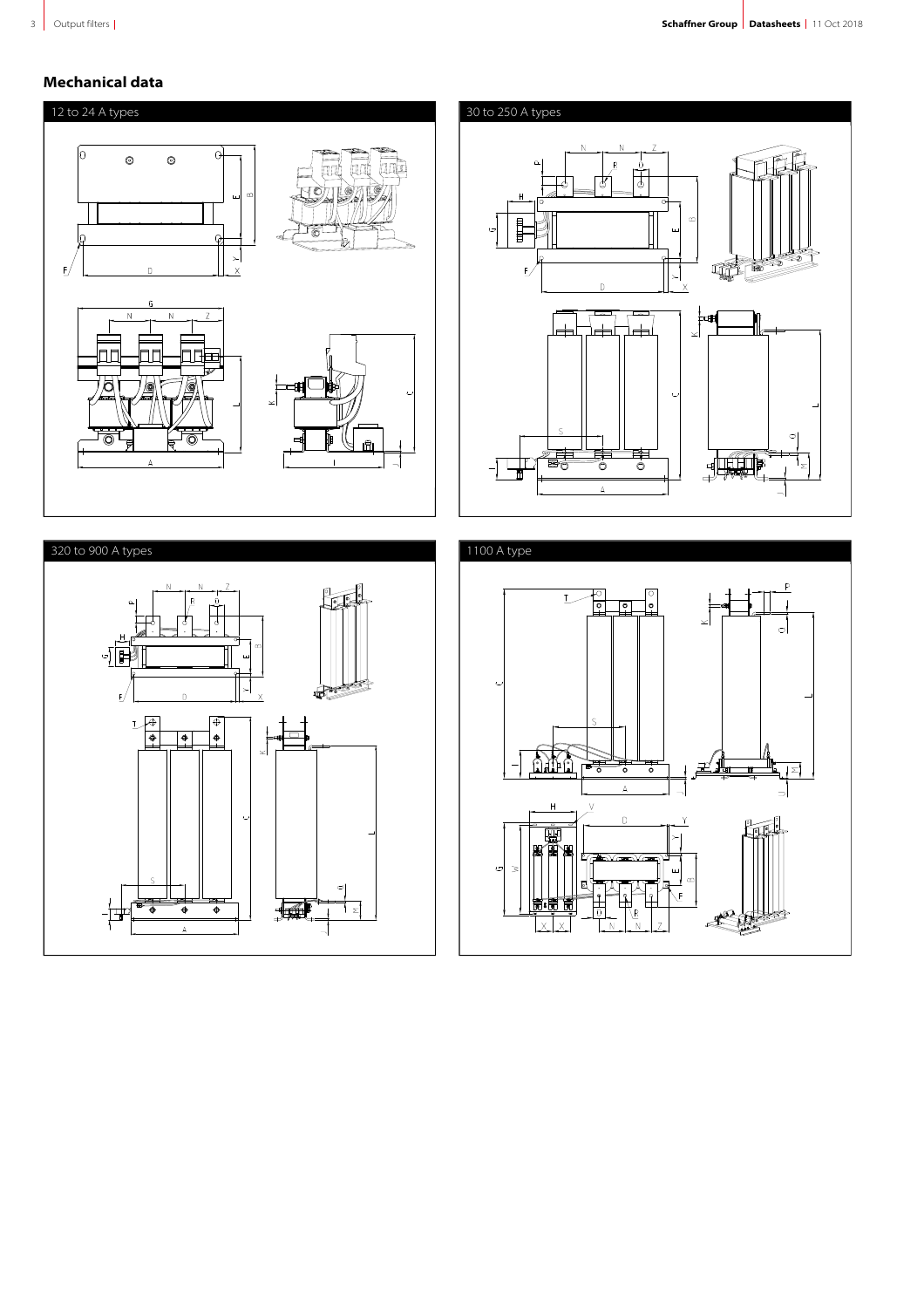## Mechanical data

### 12 to 24 A types

### 30 to 250 A types

### 320 to 900 A types

### 1100 A type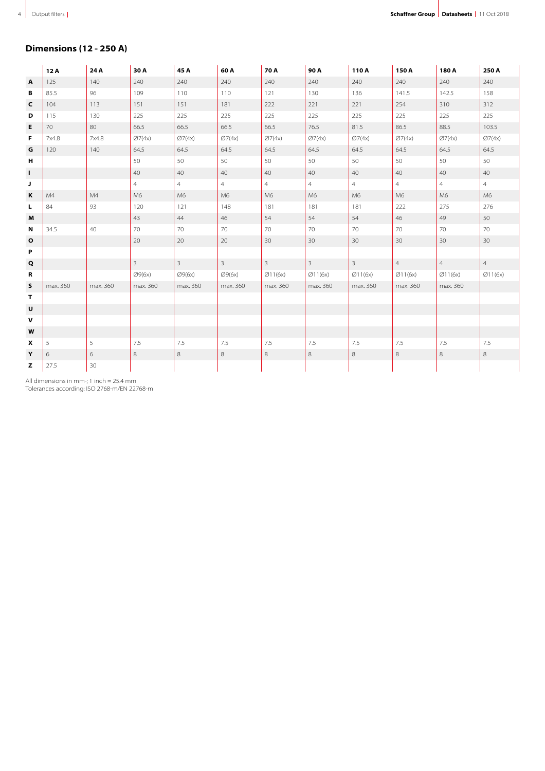## Dimensions (12 - 250 A)

| | 12 A | 24 A | 30 A | 45 A | 60 A | 70 A | 90 A | 110 A | 150 A | 180 A | 250 A |
|---|---|---|---|---|---|---|---|---|---|---|---|
| A | 125 | 140 | 240 | 240 | 240 | 240 | 240 | 240 | 240 | 240 | 240 |
| B | 85.5 | 96 | 109 | 110 | 110 | 121 | 130 | 136 | 141.5 | 142.5 | 158 |
| C | 104 | 113 | 151 | 151 | 181 | 222 | 221 | 221 | 254 | 310 | 312 |
| D | 115 | 130 | 225 | 225 | 225 | 225 | 225 | 225 | 225 | 225 | 225 |
| E | 70 | 80 | 66.5 | 66.5 | 66.5 | 66.5 | 76.5 | 81.5 | 86.5 | 88.5 | 103.5 |
| F | 7x4.8 | 7x4.8 | Ø7(4x) | Ø7(4x) | Ø7(4x) | Ø7(4x) | Ø7(4x) | Ø7(4x) | Ø7(4x) | Ø7(4x) | Ø7(4x) |
| G | 120 | 140 | 64.5 | 64.5 | 64.5 | 64.5 | 64.5 | 64.5 | 64.5 | 64.5 | 64.5 |
| H | | | 50 | 50 | 50 | 50 | 50 | 50 | 50 | 50 | 50 |
| I | | | 40 | 40 | 40 | 40 | 40 | 40 | 40 | 40 | 40 |
| J | | | 4 | 4 | 4 | 4 | 4 | 4 | 4 | 4 | 4 |
| K | M4 | M4 | M6 | M6 | M6 | M6 | M6 | M6 | M6 | M6 | M6 |
| L | 84 | 93 | 120 | 121 | 148 | 181 | 181 | 181 | 222 | 275 | 276 |
| M | | | 43 | 44 | 46 | 54 | 54 | 54 | 46 | 49 | 50 |
| N | 34.5 | 40 | 70 | 70 | 70 | 70 | 70 | 70 | 70 | 70 | 70 |
| O | | | 20 | 20 | 20 | 30 | 30 | 30 | 30 | 30 | 30 |
| P | | | | | | | | | | | |
| Q | | | 3 | 3 | 3 | 3 | 3 | 3 | 4 | 4 | 4 |
| R | | | Ø9(6x) | Ø9(6x) | Ø9(6x) | Ø11(6x) | Ø11(6x) | Ø11(6x) | Ø11(6x) | Ø11(6x) | Ø11(6x) |
| S | max. 360 | max. 360 | max. 360 | max. 360 | max. 360 | max. 360 | max. 360 | max. 360 | max. 360 | max. 360 | |
| T | | | | | | | | | | | |
| U | | | | | | | | | | | |
| V | | | | | | | | | | | |
| W | | | | | | | | | | | |
| X | 5 | 5 | 7.5 | 7.5 | 7.5 | 7.5 | 7.5 | 7.5 | 7.5 | 7.5 | 7.5 |
| Y | 6 | 6 | 8 | 8 | 8 | 8 | 8 | 8 | 8 | 8 | 8 |
| Z | 27.5 | 30 | | | | | | | | | |

All dimensions in mm-; 1 inch = 25.4 mm
Tolerances according: ISO 2768-m/EN 22768-m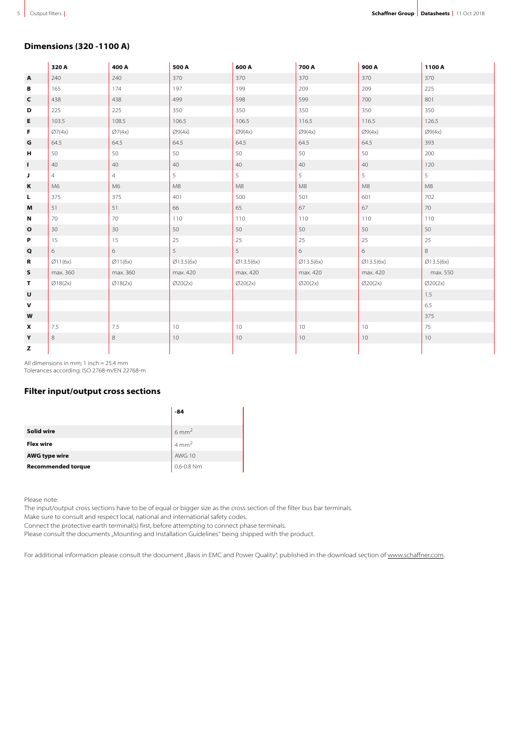## Dimensions (320 -1100 A)

| | 320 A | 400 A | 500 A | 600 A | 700 A | 900 A | 1100 A |
|---|---|---|---|---|---|---|---|
| **A** | 240 | 240 | 370 | 370 | 370 | 370 | 370 |
| **B** | 165 | 174 | 197 | 199 | 209 | 209 | 225 |
| **C** | 438 | 438 | 499 | 598 | 599 | 700 | 801 |
| **D** | 225 | 225 | 350 | 350 | 350 | 350 | 350 |
| **E** | 103.5 | 108.5 | 106.5 | 106.5 | 116.5 | 116.5 | 126.5 |
| **F** | Ø7(4x) | Ø7(4x) | Ø9(4x) | Ø9(4x) | Ø9(4x) | Ø9(4x) | Ø9(4x) |
| **G** | 64.5 | 64.5 | 64.5 | 64.5 | 64.5 | 64.5 | 393 |
| **H** | 50 | 50 | 50 | 50 | 50 | 50 | 200 |
| **I** | 40 | 40 | 40 | 40 | 40 | 40 | 120 |
| **J** | 4 | 4 | 5 | 5 | 5 | 5 | 5 |
| **K** | M6 | M6 | M8 | M8 | M8 | M8 | M8 |
| **L** | 375 | 375 | 401 | 500 | 501 | 601 | 702 |
| **M** | 51 | 51 | 66 | 65 | 67 | 67 | 70 |
| **N** | 70 | 70 | 110 | 110 | 110 | 110 | 110 |
| **O** | 30 | 30 | 50 | 50 | 50 | 50 | 50 |
| **P** | 15 | 15 | 25 | 25 | 25 | 25 | 25 |
| **Q** | 6 | 6 | 5 | 5 | 6 | 6 | 8 |
| **R** | Ø11(6x) | Ø11(6x) | Ø13.5(6x) | Ø13.5(6x) | Ø13.5(6x) | Ø13.5(6x) | Ø13.5(6x) |
| **S** | max. 360 | max. 360 | max. 420 | max. 420 | max. 420 | max. 420 | max. 550 |
| **T** | Ø18(2x) | Ø18(2x) | Ø20(2x) | Ø20(2x) | Ø20(2x) | Ø20(2x) | Ø20(2x) |
| **U** | | | | | | | 1.5 |
| **V** | | | | | | | 6.5 |
| **W** | | | | | | | 375 |
| **X** | 7.5 | 7.5 | 10 | 10 | 10 | 10 | 75 |
| **Y** | 8 | 8 | 10 | 10 | 10 | 10 | 10 |
| **Z** | | | | | | | |

All dimensions in mm; 1 inch = 25.4 mm
Tolerances according: ISO 2768-m/EN 22768-m

## Filter input/output cross sections

| | -84 |
|---|---|
| **Solid wire** | 6 mm$^2$ |
| **Flex wire** | 4 mm$^2$ |
| **AWG type wire** | AWG 10 |
| **Recommended torque** | 0.6-0.8 Nm |

Please note:
The input/output cross sections have to be of equal or bigger size as the cross section of the filter bus bar terminals.
Make sure to consult and respect local, national and international safety codes.
Connect the protective earth terminal(s) first, before attempting to connect phase terminals.
Please consult the documents „Mounting and Installation Guidelines" being shipped with the product.

For additional information please consult the document „Basis in EMC and Power Quality", published in the download section of www.schaffner.com.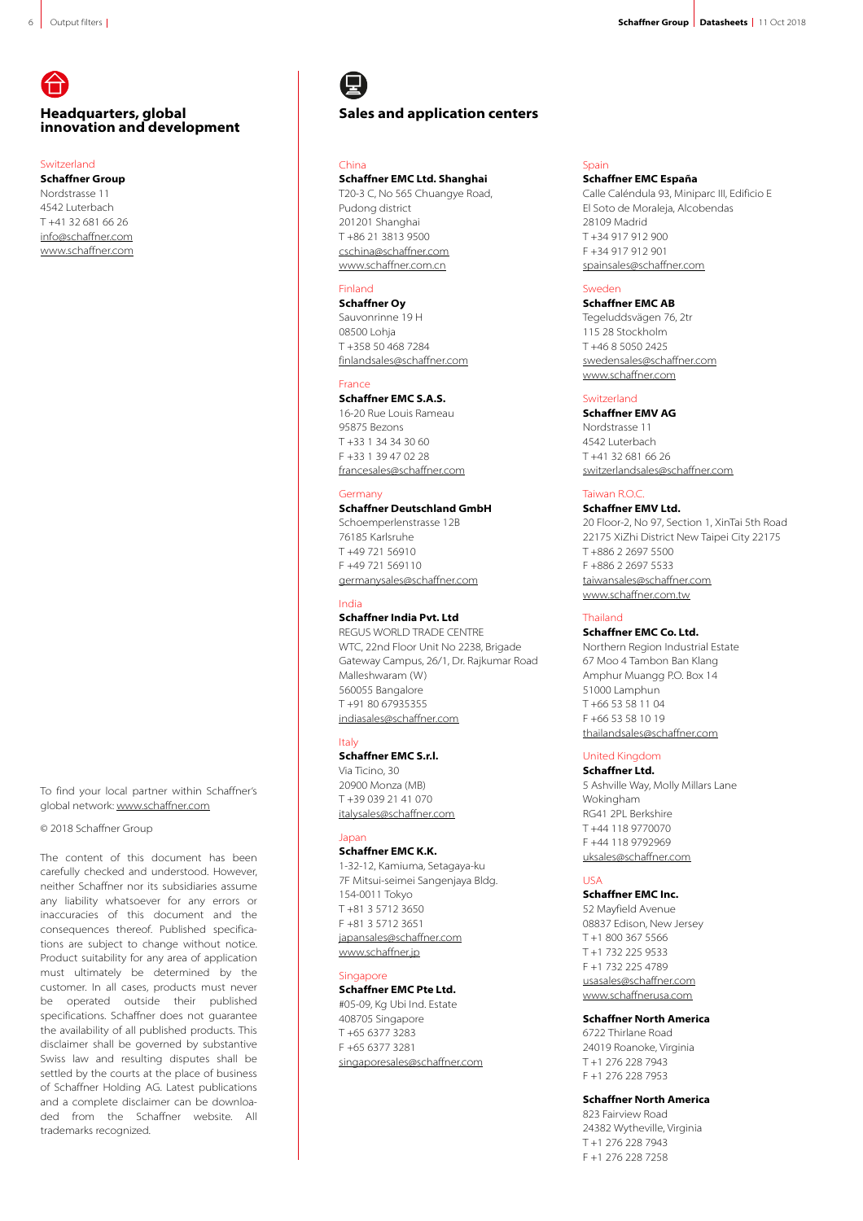## Headquarters, global innovation and development

Switzerland
**Schaffner Group**
Nordstrasse 11
4542 Luterbach
T +41 32 681 66 26
info@schaffner.com
www.schaffner.com

To find your local partner within Schaffner's global network: www.schaffner.com

© 2018 Schaffner Group

The content of this document has been carefully checked and understood. However, neither Schaffner nor its subsidiaries assume any liability whatsoever for any errors or inaccuracies of this document and the consequences thereof. Published specifications are subject to change without notice. Product suitability for any area of application must ultimately be determined by the customer. In all cases, products must never be operated outside their published specifications. Schaffner does not guarantee the availability of all published products. This disclaimer shall be governed by substantive Swiss law and resulting disputes shall be settled by the courts at the place of business of Schaffner Holding AG. Latest publications and a complete disclaimer can be downloaded from the Schaffner website. All trademarks recognized.

## Sales and application centers

China
**Schaffner EMC Ltd. Shanghai**
T20-3 C, No 565 Chuangye Road,
Pudong district
201201 Shanghai
T +86 21 3813 9500
cschina@schaffner.com
www.schaffner.com.cn

Finland
**Schaffner Oy**
Sauvonrinne 19 H
08500 Lohja
T +358 50 468 7284
finlandsales@schaffner.com

France
**Schaffner EMC S.A.S.**
16-20 Rue Louis Rameau
95875 Bezons
T +33 1 34 34 30 60
F +33 1 39 47 02 28
francesales@schaffner.com

Germany
**Schaffner Deutschland GmbH**
Schoemperlenstrasse 12B
76185 Karlsruhe
T +49 721 56910
F +49 721 569110
germanysales@schaffner.com

India
**Schaffner India Pvt. Ltd**
REGUS WORLD TRADE CENTRE
WTC, 22nd Floor Unit No 2238, Brigade
Gateway Campus, 26/1, Dr. Rajkumar Road
Malleshwaram (W)
560055 Bangalore
T +91 80 67935355
indiasales@schaffner.com

Italy
**Schaffner EMC S.r.l.**
Via Ticino, 30
20900 Monza (MB)
T +39 039 21 41 070
italysales@schaffner.com

Japan
**Schaffner EMC K.K.**
1-32-12, Kamiuma, Setagaya-ku
7F Mitsui-seimei Sangenjaya Bldg.
154-0011 Tokyo
T +81 3 5712 3650
F +81 3 5712 3651
japansales@schaffner.com
www.schaffner.jp

Singapore
**Schaffner EMC Pte Ltd.**
#05-09, Kg Ubi Ind. Estate
408705 Singapore
T +65 6377 3283
F +65 6377 3281
singaporesales@schaffner.com

Spain
**Schaffner EMC España**
Calle Caléndula 93, Miniparc III, Edificio E
El Soto de Moraleja, Alcobendas
28109 Madrid
T +34 917 912 900
F +34 917 912 901
spainsales@schaffner.com

Sweden
**Schaffner EMC AB**
Tegeluddsvägen 76, 2tr
115 28 Stockholm
T +46 8 5050 2425
swedensales@schaffner.com
www.schaffner.com

Switzerland
**Schaffner EMV AG**
Nordstrasse 11
4542 Luterbach
T +41 32 681 66 26
switzerlandsales@schaffner.com

Taiwan R.O.C.
**Schaffner EMV Ltd.**
20 Floor-2, No 97, Section 1, XinTai 5th Road
22175 XiZhi District New Taipei City 22175
T +886 2 2697 5500
F +886 2 2697 5533
taiwansales@schaffner.com
www.schaffner.com.tw

Thailand
**Schaffner EMC Co. Ltd.**
Northern Region Industrial Estate
67 Moo 4 Tambon Ban Klang
Amphur Muangg P.O. Box 14
51000 Lamphun
T +66 53 58 11 04
F +66 53 58 10 19
thailandsales@schaffner.com

United Kingdom
**Schaffner Ltd.**
5 Ashville Way, Molly Millars Lane
Wokingham
RG41 2PL Berkshire
T +44 118 9770070
F +44 118 9792969
uksales@schaffner.com

USA
**Schaffner EMC Inc.**
52 Mayfield Avenue
08837 Edison, New Jersey
T +1 800 367 5566
T +1 732 225 9533
F +1 732 225 4789
usasales@schaffner.com
www.schaffnerusa.com

**Schaffner North America**
6722 Thirlane Road
24019 Roanoke, Virginia
T +1 276 228 7943
F +1 276 228 7953

**Schaffner North America**
823 Fairview Road
24382 Wytheville, Virginia
T +1 276 228 7943
F +1 276 228 7258